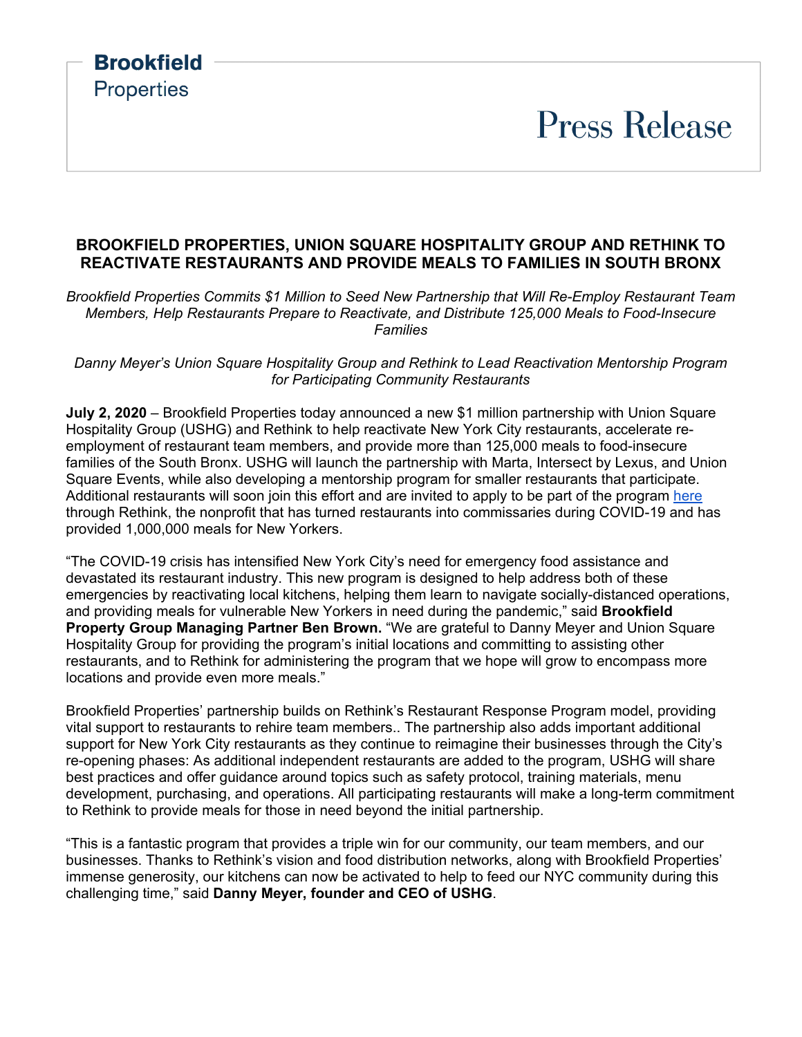**Brookfield**
Properties

# Press Release

## BROOKFIELD PROPERTIES, UNION SQUARE HOSPITALITY GROUP AND RETHINK TO REACTIVATE RESTAURANTS AND PROVIDE MEALS TO FAMILIES IN SOUTH BRONX

*Brookfield Properties Commits $1 Million to Seed New Partnership that Will Re-Employ Restaurant Team Members, Help Restaurants Prepare to Reactivate, and Distribute 125,000 Meals to Food-Insecure Families*

*Danny Meyer's Union Square Hospitality Group and Rethink to Lead Reactivation Mentorship Program for Participating Community Restaurants*

**July 2, 2020** – Brookfield Properties today announced a new $1 million partnership with Union Square Hospitality Group (USHG) and Rethink to help reactivate New York City restaurants, accelerate re-employment of restaurant team members, and provide more than 125,000 meals to food-insecure families of the South Bronx. USHG will launch the partnership with Marta, Intersect by Lexus, and Union Square Events, while also developing a mentorship program for smaller restaurants that participate. Additional restaurants will soon join this effort and are invited to apply to be part of the program here through Rethink, the nonprofit that has turned restaurants into commissaries during COVID-19 and has provided 1,000,000 meals for New Yorkers.

"The COVID-19 crisis has intensified New York City's need for emergency food assistance and devastated its restaurant industry. This new program is designed to help address both of these emergencies by reactivating local kitchens, helping them learn to navigate socially-distanced operations, and providing meals for vulnerable New Yorkers in need during the pandemic," said **Brookfield Property Group Managing Partner Ben Brown.** "We are grateful to Danny Meyer and Union Square Hospitality Group for providing the program's initial locations and committing to assisting other restaurants, and to Rethink for administering the program that we hope will grow to encompass more locations and provide even more meals."

Brookfield Properties' partnership builds on Rethink's Restaurant Response Program model, providing vital support to restaurants to rehire team members.. The partnership also adds important additional support for New York City restaurants as they continue to reimagine their businesses through the City's re-opening phases: As additional independent restaurants are added to the program, USHG will share best practices and offer guidance around topics such as safety protocol, training materials, menu development, purchasing, and operations. All participating restaurants will make a long-term commitment to Rethink to provide meals for those in need beyond the initial partnership.

"This is a fantastic program that provides a triple win for our community, our team members, and our businesses. Thanks to Rethink's vision and food distribution networks, along with Brookfield Properties' immense generosity, our kitchens can now be activated to help to feed our NYC community during this challenging time," said **Danny Meyer, founder and CEO of USHG**.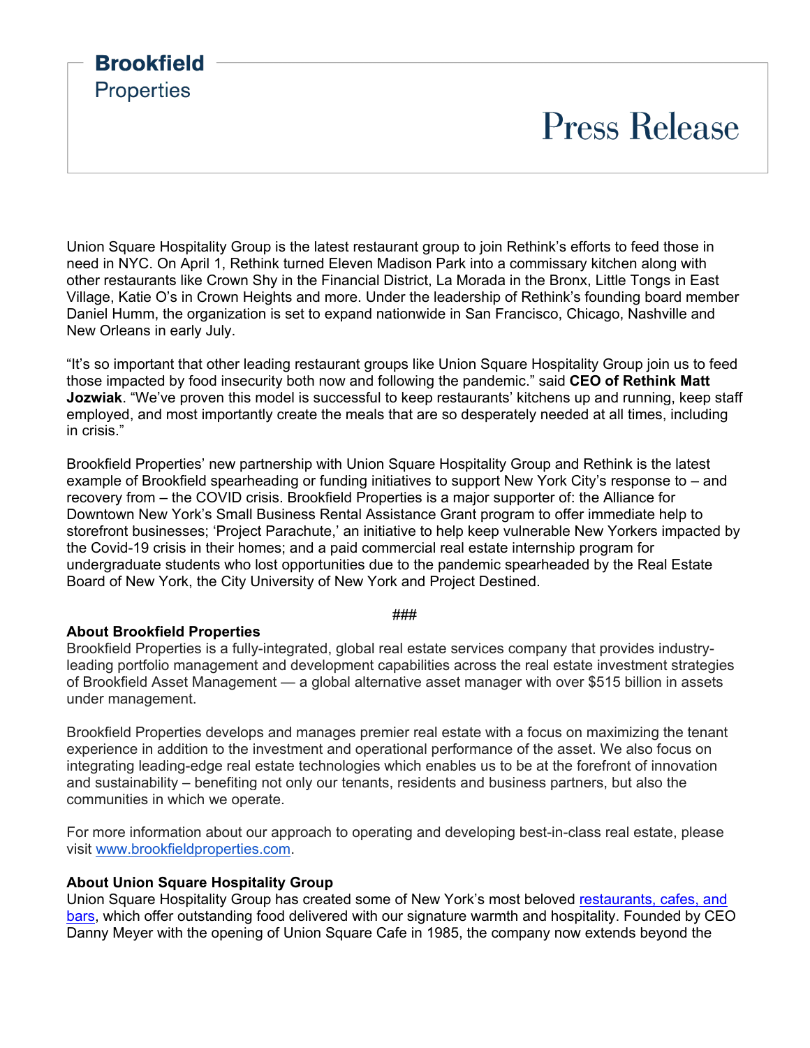Union Square Hospitality Group is the latest restaurant group to join Rethink's efforts to feed those in need in NYC. On April 1, Rethink turned Eleven Madison Park into a commissary kitchen along with other restaurants like Crown Shy in the Financial District, La Morada in the Bronx, Little Tongs in East Village, Katie O's in Crown Heights and more. Under the leadership of Rethink's founding board member Daniel Humm, the organization is set to expand nationwide in San Francisco, Chicago, Nashville and New Orleans in early July.

"It's so important that other leading restaurant groups like Union Square Hospitality Group join us to feed those impacted by food insecurity both now and following the pandemic." said **CEO of Rethink Matt Jozwiak**. "We've proven this model is successful to keep restaurants' kitchens up and running, keep staff employed, and most importantly create the meals that are so desperately needed at all times, including in crisis."

Brookfield Properties' new partnership with Union Square Hospitality Group and Rethink is the latest example of Brookfield spearheading or funding initiatives to support New York City's response to – and recovery from – the COVID crisis. Brookfield Properties is a major supporter of: the Alliance for Downtown New York's Small Business Rental Assistance Grant program to offer immediate help to storefront businesses; 'Project Parachute,' an initiative to help keep vulnerable New Yorkers impacted by the Covid-19 crisis in their homes; and a paid commercial real estate internship program for undergraduate students who lost opportunities due to the pandemic spearheaded by the Real Estate Board of New York, the City University of New York and Project Destined.

###

**About Brookfield Properties**
Brookfield Properties is a fully-integrated, global real estate services company that provides industry-leading portfolio management and development capabilities across the real estate investment strategies of Brookfield Asset Management — a global alternative asset manager with over $515 billion in assets under management.

Brookfield Properties develops and manages premier real estate with a focus on maximizing the tenant experience in addition to the investment and operational performance of the asset. We also focus on integrating leading-edge real estate technologies which enables us to be at the forefront of innovation and sustainability – benefiting not only our tenants, residents and business partners, but also the communities in which we operate.

For more information about our approach to operating and developing best-in-class real estate, please visit [www.brookfieldproperties.com](www.brookfieldproperties.com).

**About Union Square Hospitality Group**
Union Square Hospitality Group has created some of New York's most beloved restaurants, cafes, and bars, which offer outstanding food delivered with our signature warmth and hospitality. Founded by CEO Danny Meyer with the opening of Union Square Cafe in 1985, the company now extends beyond the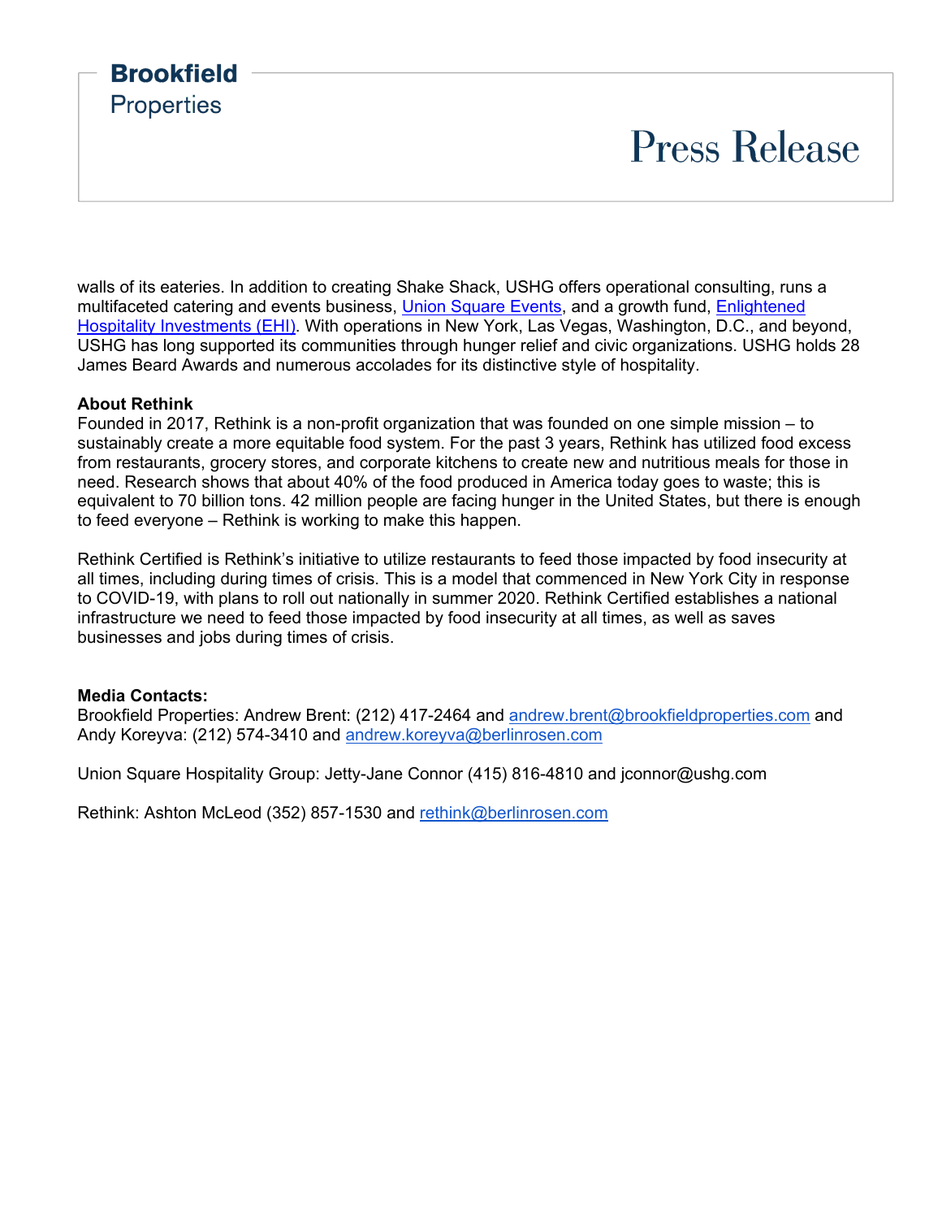walls of its eateries. In addition to creating Shake Shack, USHG offers operational consulting, runs a multifaceted catering and events business, Union Square Events, and a growth fund, Enlightened Hospitality Investments (EHI). With operations in New York, Las Vegas, Washington, D.C., and beyond, USHG has long supported its communities through hunger relief and civic organizations. USHG holds 28 James Beard Awards and numerous accolades for its distinctive style of hospitality.

**About Rethink**

Founded in 2017, Rethink is a non-profit organization that was founded on one simple mission – to sustainably create a more equitable food system. For the past 3 years, Rethink has utilized food excess from restaurants, grocery stores, and corporate kitchens to create new and nutritious meals for those in need. Research shows that about 40% of the food produced in America today goes to waste; this is equivalent to 70 billion tons. 42 million people are facing hunger in the United States, but there is enough to feed everyone – Rethink is working to make this happen.

Rethink Certified is Rethink's initiative to utilize restaurants to feed those impacted by food insecurity at all times, including during times of crisis. This is a model that commenced in New York City in response to COVID-19, with plans to roll out nationally in summer 2020. Rethink Certified establishes a national infrastructure we need to feed those impacted by food insecurity at all times, as well as saves businesses and jobs during times of crisis.

**Media Contacts:**

Brookfield Properties: Andrew Brent: (212) 417-2464 and andrew.brent@brookfieldproperties.com and Andy Koreyva: (212) 574-3410 and andrew.koreyva@berlinrosen.com

Union Square Hospitality Group: Jetty-Jane Connor (415) 816-4810 and jconnor@ushg.com

Rethink: Ashton McLeod (352) 857-1530 and rethink@berlinrosen.com